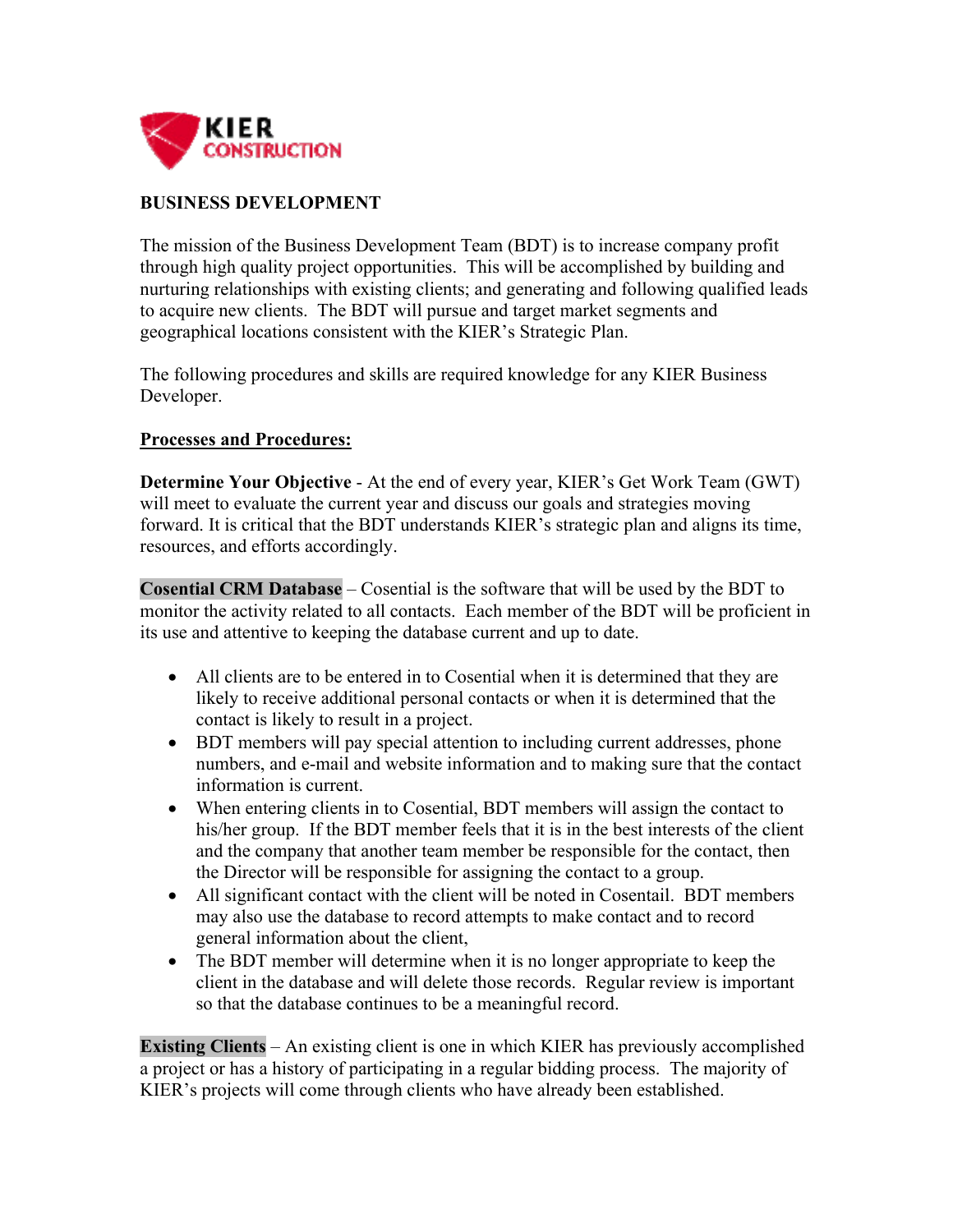KIER CONSTRUCTION

**BUSINESS DEVELOPMENT**

The mission of the Business Development Team (BDT) is to increase company profit through high quality project opportunities. This will be accomplished by building and nurturing relationships with existing clients; and generating and following qualified leads to acquire new clients. The BDT will pursue and target market segments and geographical locations consistent with the KIER's Strategic Plan.

The following procedures and skills are required knowledge for any KIER Business Developer.

**<u>Processes and Procedures:</u>**

**Determine Your Objective** - At the end of every year, KIER's Get Work Team (GWT) will meet to evaluate the current year and discuss our goals and strategies moving forward. It is critical that the BDT understands KIER's strategic plan and aligns its time, resources, and efforts accordingly.

**Cosential CRM Database** – Cosential is the software that will be used by the BDT to monitor the activity related to all contacts. Each member of the BDT will be proficient in its use and attentive to keeping the database current and up to date.

- All clients are to be entered in to Cosential when it is determined that they are likely to receive additional personal contacts or when it is determined that the contact is likely to result in a project.
- BDT members will pay special attention to including current addresses, phone numbers, and e-mail and website information and to making sure that the contact information is current.
- When entering clients in to Cosential, BDT members will assign the contact to his/her group. If the BDT member feels that it is in the best interests of the client and the company that another team member be responsible for the contact, then the Director will be responsible for assigning the contact to a group.
- All significant contact with the client will be noted in Cosentail. BDT members may also use the database to record attempts to make contact and to record general information about the client,
- The BDT member will determine when it is no longer appropriate to keep the client in the database and will delete those records. Regular review is important so that the database continues to be a meaningful record.

**Existing Clients** – An existing client is one in which KIER has previously accomplished a project or has a history of participating in a regular bidding process. The majority of KIER's projects will come through clients who have already been established.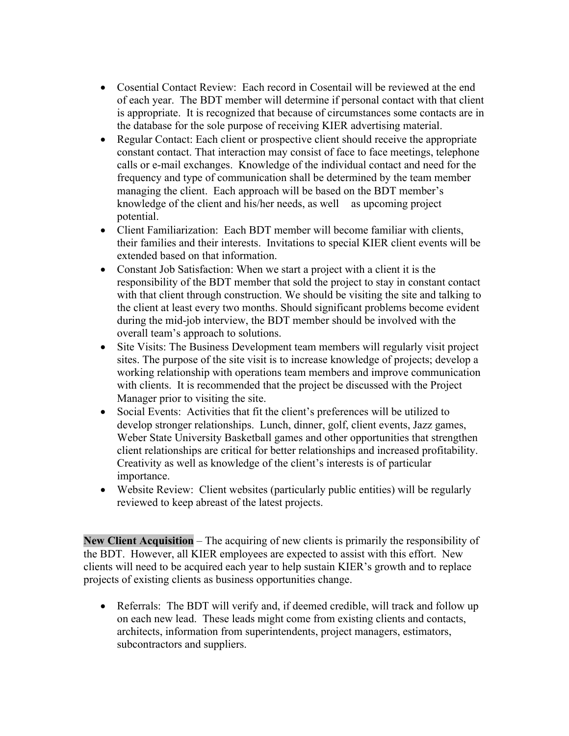- Cosential Contact Review: Each record in Cosentail will be reviewed at the end of each year. The BDT member will determine if personal contact with that client is appropriate. It is recognized that because of circumstances some contacts are in the database for the sole purpose of receiving KIER advertising material.
- Regular Contact: Each client or prospective client should receive the appropriate constant contact. That interaction may consist of face to face meetings, telephone calls or e-mail exchanges. Knowledge of the individual contact and need for the frequency and type of communication shall be determined by the team member managing the client. Each approach will be based on the BDT member's knowledge of the client and his/her needs, as well as upcoming project potential.
- Client Familiarization: Each BDT member will become familiar with clients, their families and their interests. Invitations to special KIER client events will be extended based on that information.
- Constant Job Satisfaction: When we start a project with a client it is the responsibility of the BDT member that sold the project to stay in constant contact with that client through construction. We should be visiting the site and talking to the client at least every two months. Should significant problems become evident during the mid-job interview, the BDT member should be involved with the overall team's approach to solutions.
- Site Visits: The Business Development team members will regularly visit project sites. The purpose of the site visit is to increase knowledge of projects; develop a working relationship with operations team members and improve communication with clients. It is recommended that the project be discussed with the Project Manager prior to visiting the site.
- Social Events: Activities that fit the client's preferences will be utilized to develop stronger relationships. Lunch, dinner, golf, client events, Jazz games, Weber State University Basketball games and other opportunities that strengthen client relationships are critical for better relationships and increased profitability. Creativity as well as knowledge of the client's interests is of particular importance.
- Website Review: Client websites (particularly public entities) will be regularly reviewed to keep abreast of the latest projects.

**New Client Acquisition** – The acquiring of new clients is primarily the responsibility of the BDT. However, all KIER employees are expected to assist with this effort. New clients will need to be acquired each year to help sustain KIER's growth and to replace projects of existing clients as business opportunities change.

- Referrals: The BDT will verify and, if deemed credible, will track and follow up on each new lead. These leads might come from existing clients and contacts, architects, information from superintendents, project managers, estimators, subcontractors and suppliers.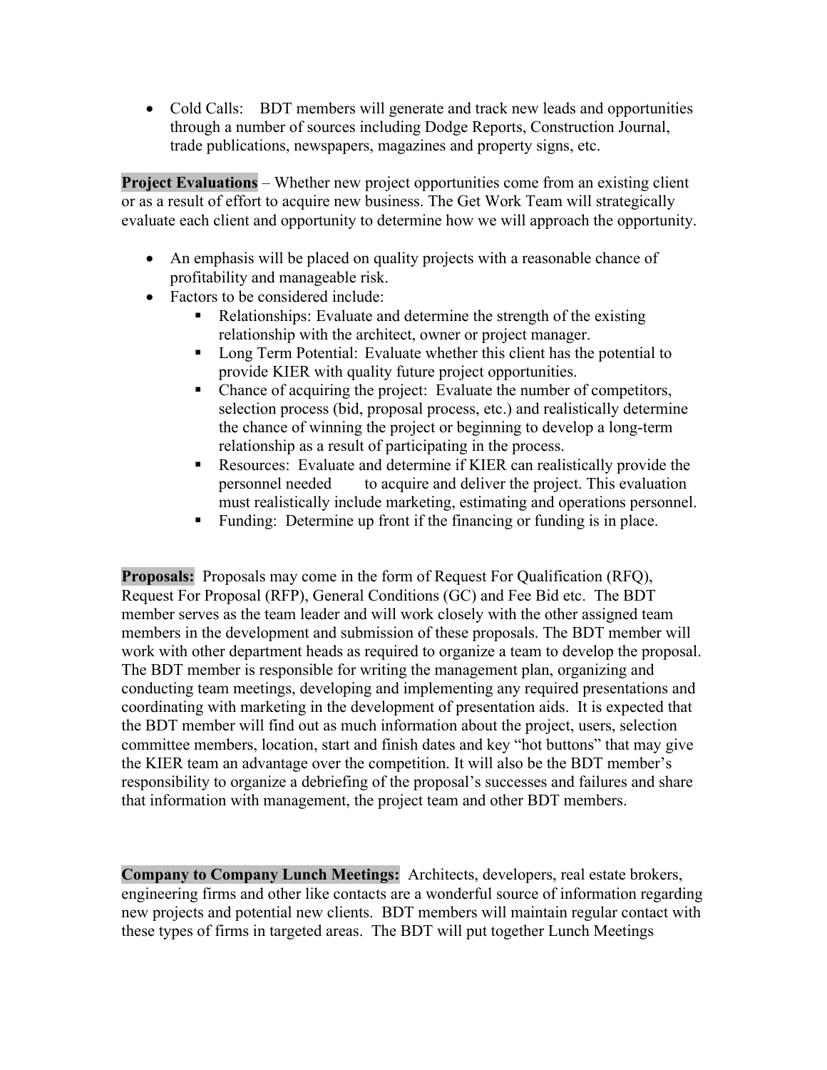- Cold Calls: BDT members will generate and track new leads and opportunities through a number of sources including Dodge Reports, Construction Journal, trade publications, newspapers, magazines and property signs, etc.

**Project Evaluations** – Whether new project opportunities come from an existing client or as a result of effort to acquire new business. The Get Work Team will strategically evaluate each client and opportunity to determine how we will approach the opportunity.

- An emphasis will be placed on quality projects with a reasonable chance of profitability and manageable risk.
- Factors to be considered include:
  - Relationships: Evaluate and determine the strength of the existing relationship with the architect, owner or project manager.
  - Long Term Potential: Evaluate whether this client has the potential to provide KIER with quality future project opportunities.
  - Chance of acquiring the project: Evaluate the number of competitors, selection process (bid, proposal process, etc.) and realistically determine the chance of winning the project or beginning to develop a long-term relationship as a result of participating in the process.
  - Resources: Evaluate and determine if KIER can realistically provide the personnel needed to acquire and deliver the project. This evaluation must realistically include marketing, estimating and operations personnel.
  - Funding: Determine up front if the financing or funding is in place.

**Proposals:** Proposals may come in the form of Request For Qualification (RFQ), Request For Proposal (RFP), General Conditions (GC) and Fee Bid etc. The BDT member serves as the team leader and will work closely with the other assigned team members in the development and submission of these proposals. The BDT member will work with other department heads as required to organize a team to develop the proposal. The BDT member is responsible for writing the management plan, organizing and conducting team meetings, developing and implementing any required presentations and coordinating with marketing in the development of presentation aids. It is expected that the BDT member will find out as much information about the project, users, selection committee members, location, start and finish dates and key "hot buttons" that may give the KIER team an advantage over the competition. It will also be the BDT member's responsibility to organize a debriefing of the proposal's successes and failures and share that information with management, the project team and other BDT members.

**Company to Company Lunch Meetings:** Architects, developers, real estate brokers, engineering firms and other like contacts are a wonderful source of information regarding new projects and potential new clients. BDT members will maintain regular contact with these types of firms in targeted areas. The BDT will put together Lunch Meetings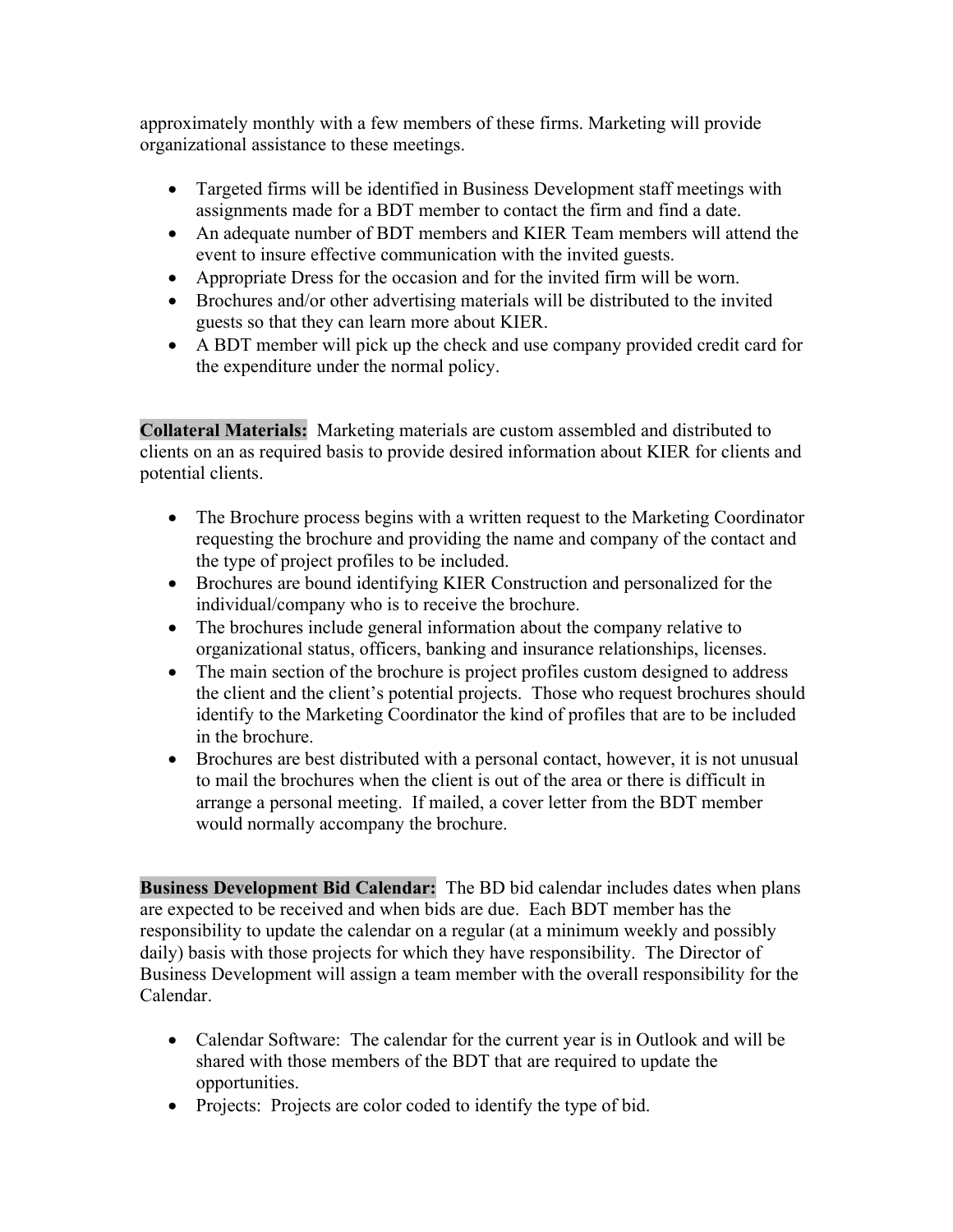approximately monthly with a few members of these firms. Marketing will provide organizational assistance to these meetings.

- Targeted firms will be identified in Business Development staff meetings with assignments made for a BDT member to contact the firm and find a date.
- An adequate number of BDT members and KIER Team members will attend the event to insure effective communication with the invited guests.
- Appropriate Dress for the occasion and for the invited firm will be worn.
- Brochures and/or other advertising materials will be distributed to the invited guests so that they can learn more about KIER.
- A BDT member will pick up the check and use company provided credit card for the expenditure under the normal policy.

**Collateral Materials:** Marketing materials are custom assembled and distributed to clients on an as required basis to provide desired information about KIER for clients and potential clients.

- The Brochure process begins with a written request to the Marketing Coordinator requesting the brochure and providing the name and company of the contact and the type of project profiles to be included.
- Brochures are bound identifying KIER Construction and personalized for the individual/company who is to receive the brochure.
- The brochures include general information about the company relative to organizational status, officers, banking and insurance relationships, licenses.
- The main section of the brochure is project profiles custom designed to address the client and the client's potential projects. Those who request brochures should identify to the Marketing Coordinator the kind of profiles that are to be included in the brochure.
- Brochures are best distributed with a personal contact, however, it is not unusual to mail the brochures when the client is out of the area or there is difficult in arrange a personal meeting. If mailed, a cover letter from the BDT member would normally accompany the brochure.

**Business Development Bid Calendar:** The BD bid calendar includes dates when plans are expected to be received and when bids are due. Each BDT member has the responsibility to update the calendar on a regular (at a minimum weekly and possibly daily) basis with those projects for which they have responsibility. The Director of Business Development will assign a team member with the overall responsibility for the Calendar.

- Calendar Software: The calendar for the current year is in Outlook and will be shared with those members of the BDT that are required to update the opportunities.
- Projects: Projects are color coded to identify the type of bid.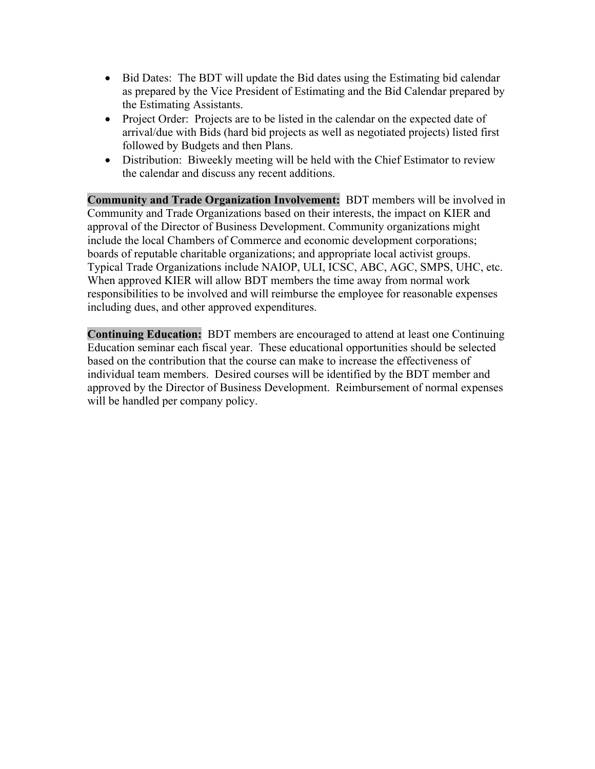- Bid Dates: The BDT will update the Bid dates using the Estimating bid calendar as prepared by the Vice President of Estimating and the Bid Calendar prepared by the Estimating Assistants.
- Project Order: Projects are to be listed in the calendar on the expected date of arrival/due with Bids (hard bid projects as well as negotiated projects) listed first followed by Budgets and then Plans.
- Distribution: Biweekly meeting will be held with the Chief Estimator to review the calendar and discuss any recent additions.

**Community and Trade Organization Involvement:** BDT members will be involved in Community and Trade Organizations based on their interests, the impact on KIER and approval of the Director of Business Development. Community organizations might include the local Chambers of Commerce and economic development corporations; boards of reputable charitable organizations; and appropriate local activist groups. Typical Trade Organizations include NAIOP, ULI, ICSC, ABC, AGC, SMPS, UHC, etc. When approved KIER will allow BDT members the time away from normal work responsibilities to be involved and will reimburse the employee for reasonable expenses including dues, and other approved expenditures.

**Continuing Education:** BDT members are encouraged to attend at least one Continuing Education seminar each fiscal year. These educational opportunities should be selected based on the contribution that the course can make to increase the effectiveness of individual team members. Desired courses will be identified by the BDT member and approved by the Director of Business Development. Reimbursement of normal expenses will be handled per company policy.